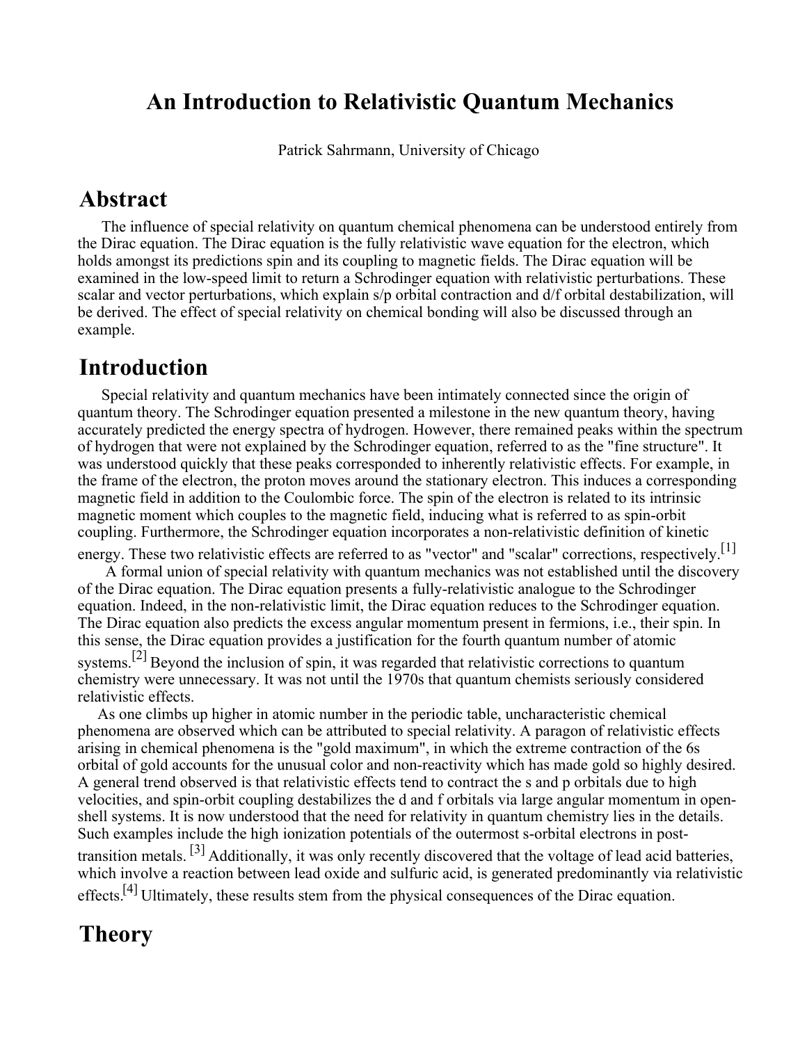# An Introduction to Relativistic Quantum Mechanics

Patrick Sahrmann, University of Chicago

## Abstract

The influence of special relativity on quantum chemical phenomena can be understood entirely from the Dirac equation. The Dirac equation is the fully relativistic wave equation for the electron, which holds amongst its predictions spin and its coupling to magnetic fields. The Dirac equation will be examined in the low-speed limit to return a Schrodinger equation with relativistic perturbations. These scalar and vector perturbations, which explain s/p orbital contraction and d/f orbital destabilization, will be derived. The effect of special relativity on chemical bonding will also be discussed through an example.

## Introduction

Special relativity and quantum mechanics have been intimately connected since the origin of quantum theory. The Schrodinger equation presented a milestone in the new quantum theory, having accurately predicted the energy spectra of hydrogen. However, there remained peaks within the spectrum of hydrogen that were not explained by the Schrodinger equation, referred to as the "fine structure". It was understood quickly that these peaks corresponded to inherently relativistic effects. For example, in the frame of the electron, the proton moves around the stationary electron. This induces a corresponding magnetic field in addition to the Coulombic force. The spin of the electron is related to its intrinsic magnetic moment which couples to the magnetic field, inducing what is referred to as spin-orbit coupling. Furthermore, the Schrodinger equation incorporates a non-relativistic definition of kinetic energy. These two relativistic effects are referred to as "vector" and "scalar" corrections, respectively.[1]

A formal union of special relativity with quantum mechanics was not established until the discovery of the Dirac equation. The Dirac equation presents a fully-relativistic analogue to the Schrodinger equation. Indeed, in the non-relativistic limit, the Dirac equation reduces to the Schrodinger equation. The Dirac equation also predicts the excess angular momentum present in fermions, i.e., their spin. In this sense, the Dirac equation provides a justification for the fourth quantum number of atomic systems.[2] Beyond the inclusion of spin, it was regarded that relativistic corrections to quantum chemistry were unnecessary. It was not until the 1970s that quantum chemists seriously considered relativistic effects.

As one climbs up higher in atomic number in the periodic table, uncharacteristic chemical phenomena are observed which can be attributed to special relativity. A paragon of relativistic effects arising in chemical phenomena is the "gold maximum", in which the extreme contraction of the 6s orbital of gold accounts for the unusual color and non-reactivity which has made gold so highly desired. A general trend observed is that relativistic effects tend to contract the s and p orbitals due to high velocities, and spin-orbit coupling destabilizes the d and f orbitals via large angular momentum in open-shell systems. It is now understood that the need for relativity in quantum chemistry lies in the details. Such examples include the high ionization potentials of the outermost s-orbital electrons in post-transition metals. [3] Additionally, it was only recently discovered that the voltage of lead acid batteries, which involve a reaction between lead oxide and sulfuric acid, is generated predominantly via relativistic effects.[4] Ultimately, these results stem from the physical consequences of the Dirac equation.

## Theory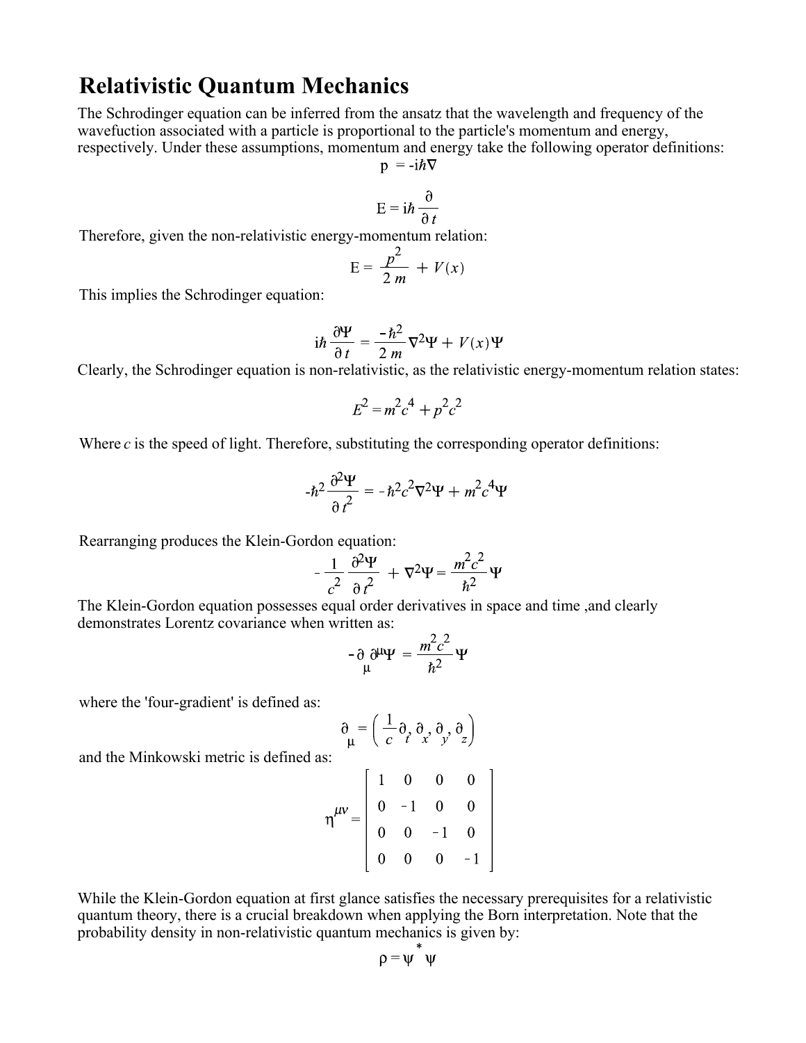# Relativistic Quantum Mechanics

The Schrodinger equation can be inferred from the ansatz that the wavelength and frequency of the wavefuction associated with a particle is proportional to the particle's momentum and energy, respectively. Under these assumptions, momentum and energy take the following operator definitions:

$$\mathrm{p} = -i\hbar\nabla$$

$$\mathrm{E} = i\hbar\frac{\partial}{\partial t}$$

Therefore, given the non-relativistic energy-momentum relation:

$$\mathrm{E} = \frac{p^2}{2m} + V(x)$$

This implies the Schrodinger equation:

$$i\hbar\frac{\partial\Psi}{\partial t} = \frac{-\hbar^2}{2m}\nabla^2\Psi + V(x)\Psi$$

Clearly, the Schrodinger equation is non-relativistic, as the relativistic energy-momentum relation states:

$$E^2 = m^2c^4 + p^2c^2$$

Where $c$ is the speed of light. Therefore, substituting the corresponding operator definitions:

$$-\hbar^2\frac{\partial^2\Psi}{\partial t^2} = -\hbar^2c^2\nabla^2\Psi + m^2c^4\Psi$$

Rearranging produces the Klein-Gordon equation:

$$-\frac{1}{c^2}\frac{\partial^2\Psi}{\partial t^2} + \nabla^2\Psi = \frac{m^2c^2}{\hbar^2}\Psi$$

The Klein-Gordon equation possesses equal order derivatives in space and time ,and clearly demonstrates Lorentz covariance when written as:

$$-\partial_\mu\partial^\mu\Psi = \frac{m^2c^2}{\hbar^2}\Psi$$

where the 'four-gradient' is defined as:

$$\partial_\mu = \left(\frac{1}{c}\partial_t, \partial_x, \partial_y, \partial_z\right)$$

and the Minkowski metric is defined as:

$$\eta^{\mu\nu} = \begin{bmatrix} 1 & 0 & 0 & 0 \\ 0 & -1 & 0 & 0 \\ 0 & 0 & -1 & 0 \\ 0 & 0 & 0 & -1 \end{bmatrix}$$

While the Klein-Gordon equation at first glance satisfies the necessary prerequisites for a relativistic quantum theory, there is a crucial breakdown when applying the Born interpretation. Note that the probability density in non-relativistic quantum mechanics is given by:

$$\rho = \psi^*\psi$$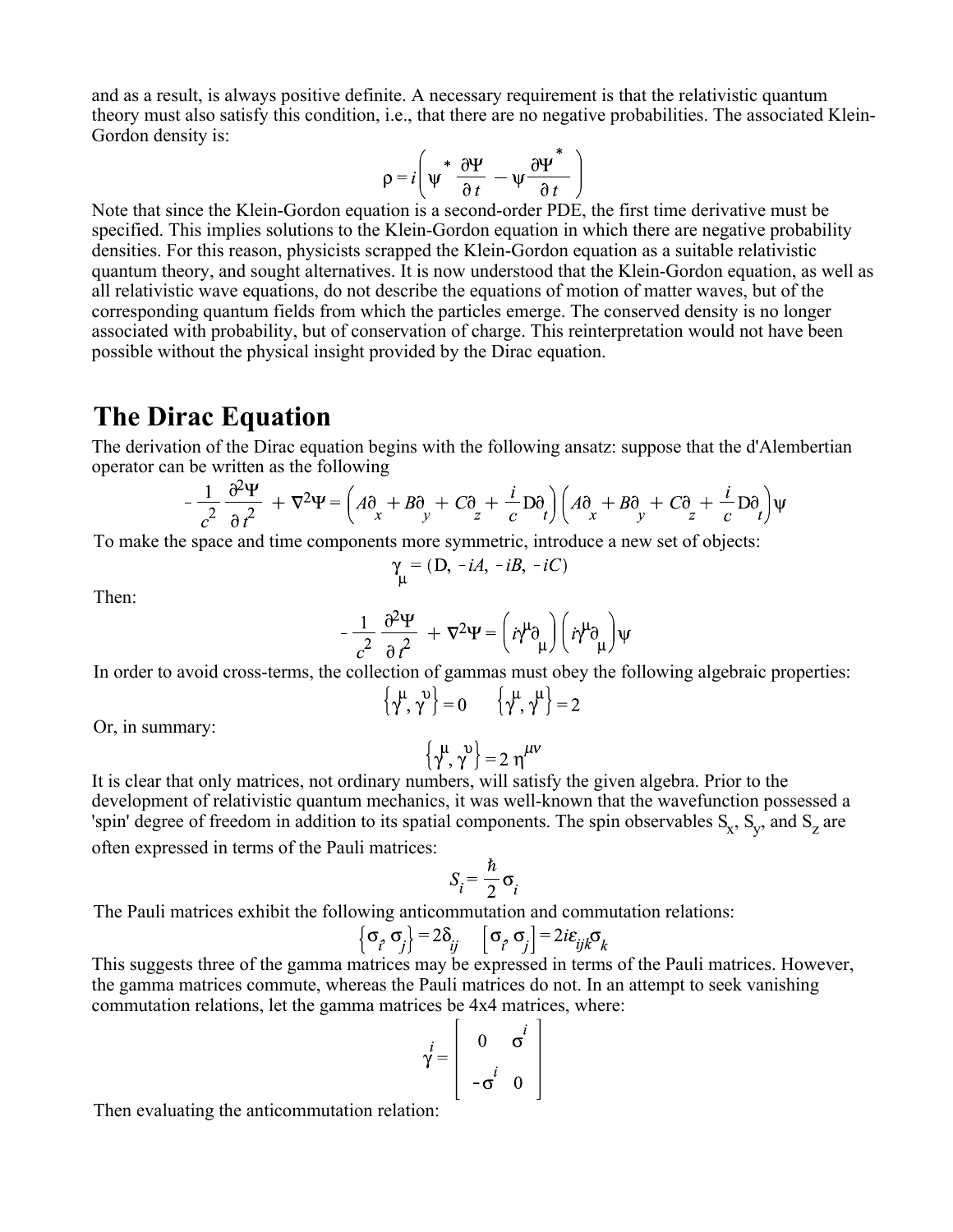and as a result, is always positive definite. A necessary requirement is that the relativistic quantum theory must also satisfy this condition, i.e., that there are no negative probabilities. The associated Klein-Gordon density is:

$$\rho = i\left(\psi^* \frac{\partial \Psi}{\partial t} - \psi \frac{\partial \Psi^*}{\partial t}\right)$$

Note that since the Klein-Gordon equation is a second-order PDE, the first time derivative must be specified. This implies solutions to the Klein-Gordon equation in which there are negative probability densities. For this reason, physicists scrapped the Klein-Gordon equation as a suitable relativistic quantum theory, and sought alternatives. It is now understood that the Klein-Gordon equation, as well as all relativistic wave equations, do not describe the equations of motion of matter waves, but of the corresponding quantum fields from which the particles emerge. The conserved density is no longer associated with probability, but of conservation of charge. This reinterpretation would not have been possible without the physical insight provided by the Dirac equation.

# The Dirac Equation

The derivation of the Dirac equation begins with the following ansatz: suppose that the d'Alembertian operator can be written as the following

$$-\frac{1}{c^2}\frac{\partial^2 \Psi}{\partial t^2} + \nabla^2 \Psi = \left(A\partial_x + B\partial_y + C\partial_z + \frac{i}{c}D\partial_t\right)\left(A\partial_x + B\partial_y + C\partial_z + \frac{i}{c}D\partial_t\right)\psi$$

To make the space and time components more symmetric, introduce a new set of objects:

$$\gamma_\mu = (D, -iA, -iB, -iC)$$

Then:

$$-\frac{1}{c^2}\frac{\partial^2 \Psi}{\partial t^2} + \nabla^2 \Psi = \left(i\gamma^\mu \partial_\mu\right)\left(i\gamma^\mu \partial_\mu\right)\psi$$

In order to avoid cross-terms, the collection of gammas must obey the following algebraic properties:

$$\left\{\gamma^\mu, \gamma^\upsilon\right\} = 0 \qquad \left\{\gamma^\mu, \gamma^\mu\right\} = 2$$

Or, in summary:

$$\left\{\gamma^\mu, \gamma^\upsilon\right\} = 2\,\eta^{\mu\nu}$$

It is clear that only matrices, not ordinary numbers, will satisfy the given algebra. Prior to the development of relativistic quantum mechanics, it was well-known that the wavefunction possessed a 'spin' degree of freedom in addition to its spatial components. The spin observables $S_x$, $S_y$, and $S_z$ are often expressed in terms of the Pauli matrices:

$$S_i = \frac{\hbar}{2}\sigma_i$$

The Pauli matrices exhibit the following anticommutation and commutation relations:

$$\left\{\sigma_i, \sigma_j\right\} = 2\delta_{ij} \qquad \left[\sigma_i, \sigma_j\right] = 2i\varepsilon_{ijk}\sigma_k$$

This suggests three of the gamma matrices may be expressed in terms of the Pauli matrices. However, the gamma matrices commute, whereas the Pauli matrices do not. In an attempt to seek vanishing commutation relations, let the gamma matrices be 4x4 matrices, where:

$$\gamma^i = \begin{bmatrix} 0 & \sigma^i \\ -\sigma^i & 0 \end{bmatrix}$$

Then evaluating the anticommutation relation: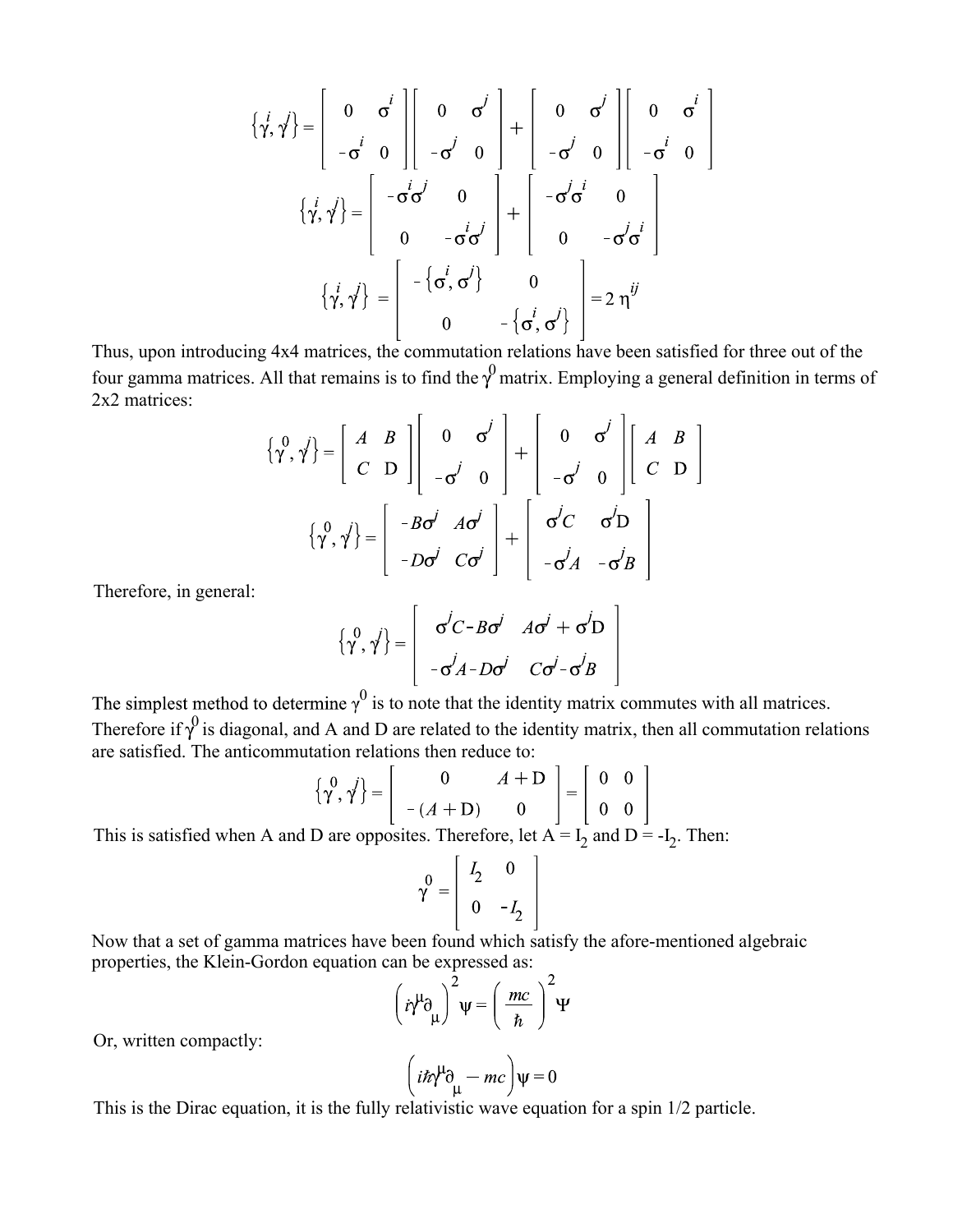$$\{\gamma^i, \gamma^j\} = \begin{bmatrix} 0 & \sigma^i \\ -\sigma^i & 0 \end{bmatrix}\begin{bmatrix} 0 & \sigma^j \\ -\sigma^j & 0 \end{bmatrix} + \begin{bmatrix} 0 & \sigma^j \\ -\sigma^j & 0 \end{bmatrix}\begin{bmatrix} 0 & \sigma^i \\ -\sigma^i & 0 \end{bmatrix}$$

$$\{\gamma^i, \gamma^j\} = \begin{bmatrix} -\sigma^i\sigma^j & 0 \\ 0 & -\sigma^i\sigma^j \end{bmatrix} + \begin{bmatrix} -\sigma^j\sigma^i & 0 \\ 0 & -\sigma^j\sigma^i \end{bmatrix}$$

$$\{\gamma^i, \gamma^j\} = \begin{bmatrix} -\{\sigma^i, \sigma^j\} & 0 \\ 0 & -\{\sigma^i, \sigma^j\} \end{bmatrix} = 2\,\eta^{ij}$$

Thus, upon introducing 4x4 matrices, the commutation relations have been satisfied for three out of the four gamma matrices. All that remains is to find the $\gamma^0$ matrix. Employing a general definition in terms of 2x2 matrices:

$$\{\gamma^0, \gamma^j\} = \begin{bmatrix} A & B \\ C & D \end{bmatrix}\begin{bmatrix} 0 & \sigma^j \\ -\sigma^j & 0 \end{bmatrix} + \begin{bmatrix} 0 & \sigma^j \\ -\sigma^j & 0 \end{bmatrix}\begin{bmatrix} A & B \\ C & D \end{bmatrix}$$

$$\{\gamma^0, \gamma^j\} = \begin{bmatrix} -B\sigma^j & A\sigma^j \\ -D\sigma^j & C\sigma^j \end{bmatrix} + \begin{bmatrix} \sigma^j C & \sigma^j D \\ -\sigma^j A & -\sigma^j B \end{bmatrix}$$

Therefore, in general:

$$\{\gamma^0, \gamma^j\} = \begin{bmatrix} \sigma^j C - B\sigma^j & A\sigma^j + \sigma^j D \\ -\sigma^j A - D\sigma^j & C\sigma^j - \sigma^j B \end{bmatrix}$$

The simplest method to determine $\gamma^0$ is to note that the identity matrix commutes with all matrices. Therefore if $\gamma^0$ is diagonal, and A and D are related to the identity matrix, then all commutation relations are satisfied. The anticommutation relations then reduce to:

$$\{\gamma^0, \gamma^j\} = \begin{bmatrix} 0 & A + D \\ -(A + D) & 0 \end{bmatrix} = \begin{bmatrix} 0 & 0 \\ 0 & 0 \end{bmatrix}$$

This is satisfied when A and D are opposites. Therefore, let $A = I_2$ and $D = -I_2$. Then:

$$\gamma^0 = \begin{bmatrix} I_2 & 0 \\ 0 & -I_2 \end{bmatrix}$$

Now that a set of gamma matrices have been found which satisfy the afore-mentioned algebraic properties, the Klein-Gordon equation can be expressed as:

$$\left(i\gamma^\mu \partial_\mu\right)^2 \psi = \left(\frac{mc}{\hbar}\right)^2 \Psi$$

Or, written compactly:

$$\left(i\hbar\gamma^\mu \partial_\mu - mc\right)\psi = 0$$

This is the Dirac equation, it is the fully relativistic wave equation for a spin 1/2 particle.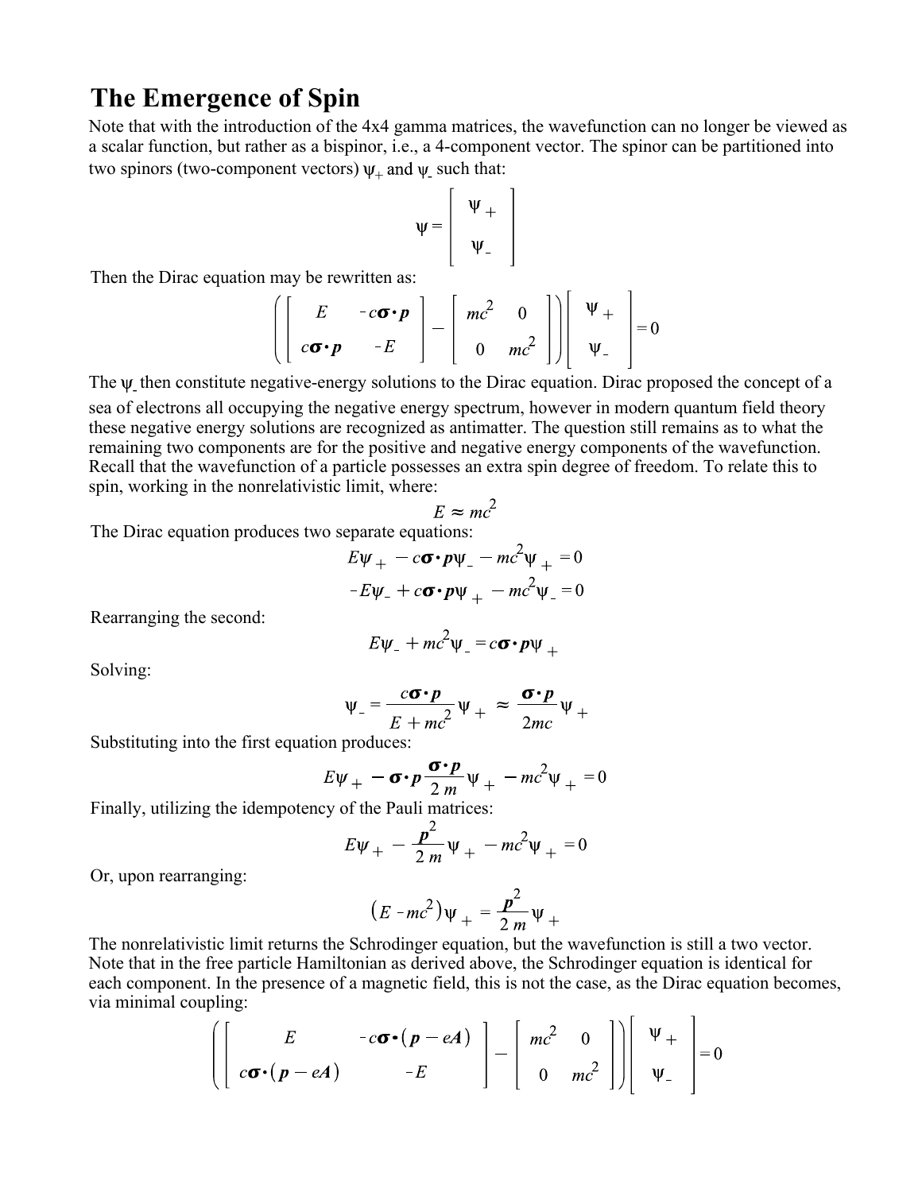# The Emergence of Spin

Note that with the introduction of the 4x4 gamma matrices, the wavefunction can no longer be viewed as a scalar function, but rather as a bispinor, i.e., a 4-component vector. The spinor can be partitioned into two spinors (two-component vectors) $\psi_+$ and $\psi_-$ such that:

$$\psi = \begin{bmatrix} \psi_+ \\ \psi_- \end{bmatrix}$$

Then the Dirac equation may be rewritten as:

$$\left( \begin{bmatrix} E & -c\boldsymbol{\sigma}\cdot\boldsymbol{p} \\ c\boldsymbol{\sigma}\cdot\boldsymbol{p} & -E \end{bmatrix} - \begin{bmatrix} mc^2 & 0 \\ 0 & mc^2 \end{bmatrix} \right) \begin{bmatrix} \psi_+ \\ \psi_- \end{bmatrix} = 0$$

The $\psi_-$ then constitute negative-energy solutions to the Dirac equation. Dirac proposed the concept of a sea of electrons all occupying the negative energy spectrum, however in modern quantum field theory these negative energy solutions are recognized as antimatter. The question still remains as to what the remaining two components are for the positive and negative energy components of the wavefunction. Recall that the wavefunction of a particle possesses an extra spin degree of freedom. To relate this to spin, working in the nonrelativistic limit, where:

$$E \approx mc^2$$

The Dirac equation produces two separate equations:

$$E\psi_+ - c\boldsymbol{\sigma}\cdot\boldsymbol{p}\psi_- - mc^2\psi_+ = 0$$

$$-E\psi_- + c\boldsymbol{\sigma}\cdot\boldsymbol{p}\psi_+ - mc^2\psi_- = 0$$

Rearranging the second:

$$E\psi_- + mc^2\psi_- = c\boldsymbol{\sigma}\cdot\boldsymbol{p}\psi_+$$

Solving:

$$\psi_- = \frac{c\boldsymbol{\sigma}\cdot\boldsymbol{p}}{E + mc^2}\psi_+ \approx \frac{\boldsymbol{\sigma}\cdot\boldsymbol{p}}{2mc}\psi_+$$

Substituting into the first equation produces:

$$E\psi_+ - \boldsymbol{\sigma}\cdot\boldsymbol{p}\frac{\boldsymbol{\sigma}\cdot\boldsymbol{p}}{2m}\psi_+ - mc^2\psi_+ = 0$$

Finally, utilizing the idempotency of the Pauli matrices:

$$E\psi_+ - \frac{\boldsymbol{p}^2}{2m}\psi_+ - mc^2\psi_+ = 0$$

Or, upon rearranging:

$$\left(E - mc^2\right)\psi_+ = \frac{\boldsymbol{p}^2}{2m}\psi_+$$

The nonrelativistic limit returns the Schrodinger equation, but the wavefunction is still a two vector. Note that in the free particle Hamiltonian as derived above, the Schrodinger equation is identical for each component. In the presence of a magnetic field, this is not the case, as the Dirac equation becomes, via minimal coupling:

$$\left( \begin{bmatrix} E & -c\boldsymbol{\sigma}\cdot(\boldsymbol{p} - e\boldsymbol{A}) \\ c\boldsymbol{\sigma}\cdot(\boldsymbol{p} - e\boldsymbol{A}) & -E \end{bmatrix} - \begin{bmatrix} mc^2 & 0 \\ 0 & mc^2 \end{bmatrix} \right) \begin{bmatrix} \psi_+ \\ \psi_- \end{bmatrix} = 0$$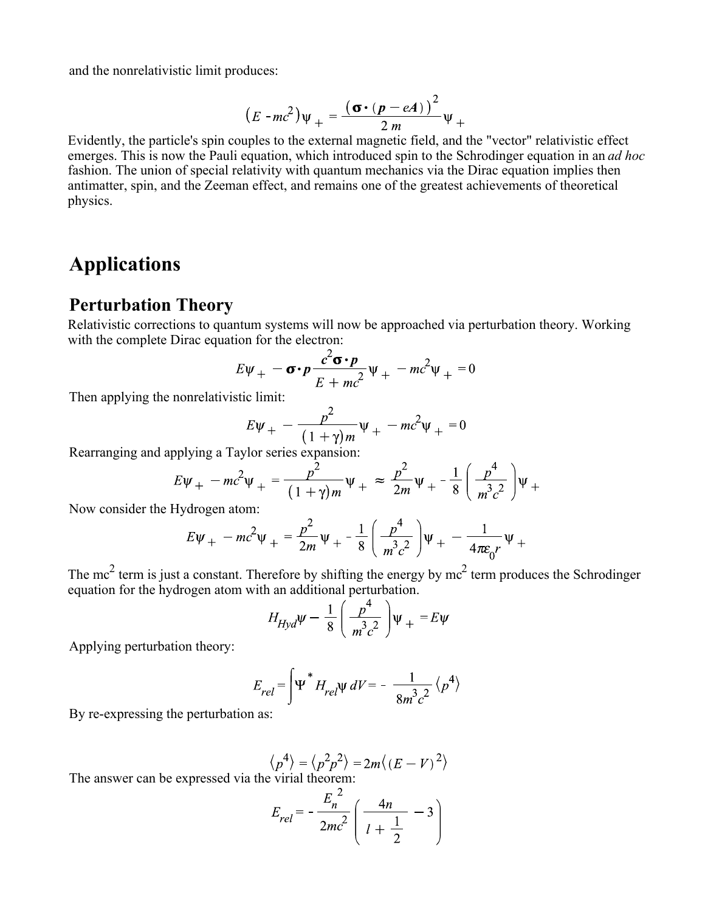and the nonrelativistic limit produces:

$$\left(E - mc^2\right)\psi_+ = \frac{\left(\boldsymbol{\sigma} \cdot (\boldsymbol{p} - e\boldsymbol{A})\right)^2}{2\,m}\psi_+$$

Evidently, the particle's spin couples to the external magnetic field, and the "vector" relativistic effect emerges. This is now the Pauli equation, which introduced spin to the Schrodinger equation in an *ad hoc* fashion. The union of special relativity with quantum mechanics via the Dirac equation implies then antimatter, spin, and the Zeeman effect, and remains one of the greatest achievements of theoretical physics.

# Applications

## Perturbation Theory

Relativistic corrections to quantum systems will now be approached via perturbation theory. Working with the complete Dirac equation for the electron:

$$E\psi_+ - \boldsymbol{\sigma} \cdot \boldsymbol{p}\frac{c^2\boldsymbol{\sigma} \cdot \boldsymbol{p}}{E + mc^2}\psi_+ - mc^2\psi_+ = 0$$

Then applying the nonrelativistic limit:

$$E\psi_+ - \frac{p^2}{(1+\gamma)m}\psi_+ - mc^2\psi_+ = 0$$

Rearranging and applying a Taylor series expansion:

$$E\psi_+ - mc^2\psi_+ = \frac{p^2}{(1+\gamma)m}\psi_+ \approx \frac{p^2}{2m}\psi_+ - \frac{1}{8}\left(\frac{p^4}{m^3c^2}\right)\psi_+$$

Now consider the Hydrogen atom:

$$E\psi_+ - mc^2\psi_+ = \frac{p^2}{2m}\psi_+ - \frac{1}{8}\left(\frac{p^4}{m^3c^2}\right)\psi_+ - \frac{1}{4\pi\varepsilon_0 r}\psi_+$$

The $mc^2$ term is just a constant. Therefore by shifting the energy by $mc^2$ term produces the Schrodinger equation for the hydrogen atom with an additional perturbation.

$$H_{Hyd}\psi - \frac{1}{8}\left(\frac{p^4}{m^3c^2}\right)\psi_+ = E\psi$$

Applying perturbation theory:

$$E_{rel} = \int \Psi^* H_{rel}\psi\, dV = -\frac{1}{8m^3c^2}\left\langle p^4\right\rangle$$

By re-expressing the perturbation as:

$$\left\langle p^4\right\rangle = \left\langle p^2p^2\right\rangle = 2m\left\langle (E - V)^2\right\rangle$$

The answer can be expressed via the virial theorem:

$$E_{rel} = -\frac{E_n^{\,2}}{2mc^2}\left(\frac{4n}{l + \frac{1}{2}} - 3\right)$$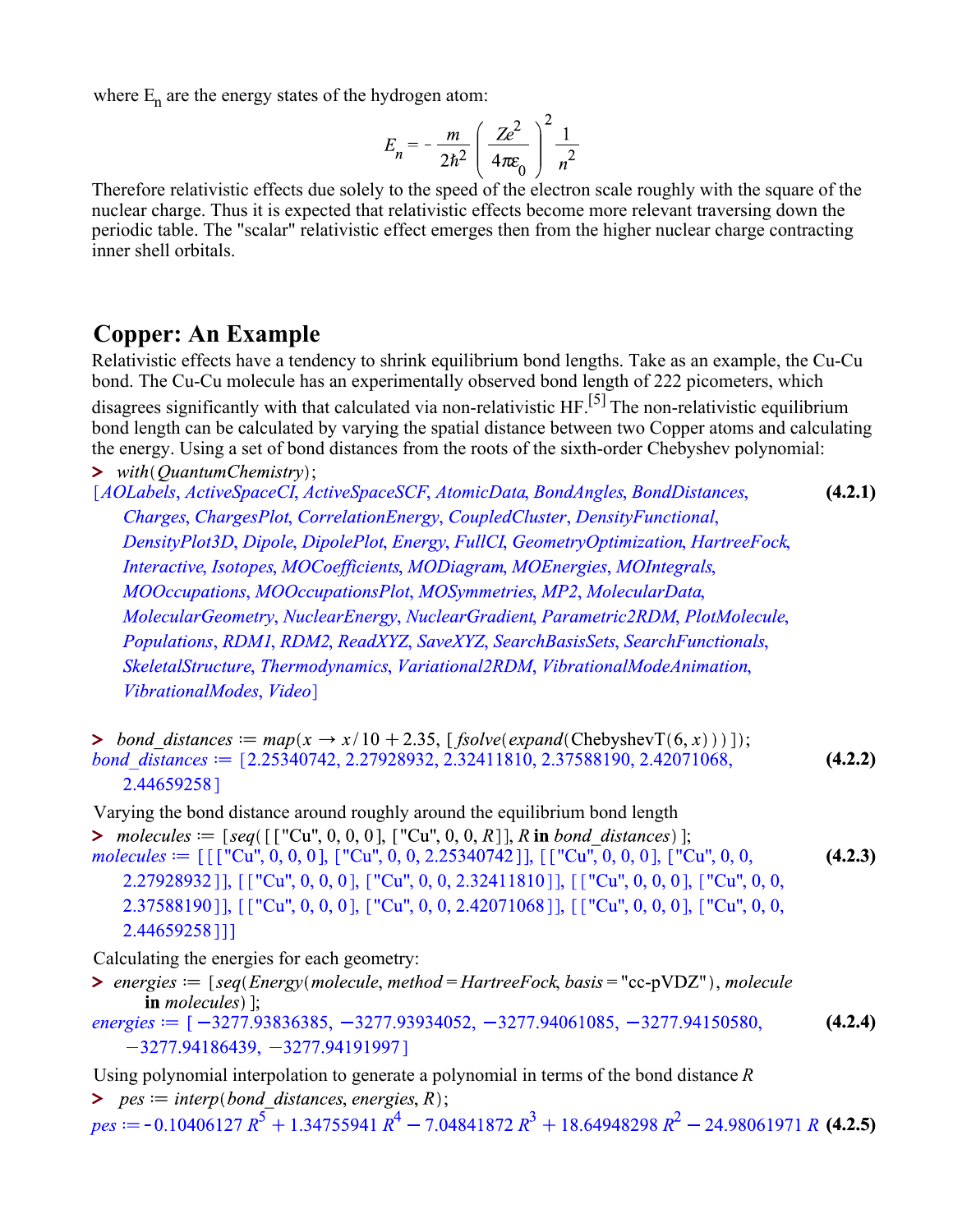where $E_n$ are the energy states of the hydrogen atom:

$$E_n = -\frac{m}{2\hbar^2}\left(\frac{Ze^2}{4\pi\varepsilon_0}\right)^2\frac{1}{n^2}$$

Therefore relativistic effects due solely to the speed of the electron scale roughly with the square of the nuclear charge. Thus it is expected that relativistic effects become more relevant traversing down the periodic table. The "scalar" relativistic effect emerges then from the higher nuclear charge contracting inner shell orbitals.

## Copper: An Example

Relativistic effects have a tendency to shrink equilibrium bond lengths. Take as an example, the Cu-Cu bond. The Cu-Cu molecule has an experimentally observed bond length of 222 picometers, which disagrees significantly with that calculated via non-relativistic HF.[5] The non-relativistic equilibrium bond length can be calculated by varying the spatial distance between two Copper atoms and calculating the energy. Using a set of bond distances from the roots of the sixth-order Chebyshev polynomial:

```
> with(QuantumChemistry);
```

[AOLabels, ActiveSpaceCI, ActiveSpaceSCF, AtomicData, BondAngles, BondDistances, Charges, ChargesPlot, CorrelationEnergy, CoupledCluster, DensityFunctional, DensityPlot3D, Dipole, DipolePlot, Energy, FullCI, GeometryOptimization, HartreeFock, Interactive, Isotopes, MOCoefficients, MODiagram, MOEnergies, MOIntegrals, MOOccupations, MOOccupationsPlot, MOSymmetries, MP2, MolecularData, MolecularGeometry, NuclearEnergy, NuclearGradient, Parametric2RDM, PlotMolecule, Populations, RDM1, RDM2, ReadXYZ, SaveXYZ, SearchBasisSets, SearchFunctionals, SkeletalStructure, Thermodynamics, Variational2RDM, VibrationalModeAnimation, VibrationalModes, Video] **(4.2.1)**

```
> bond_distances := map(x → x/10 + 2.35, [fsolve(expand(ChebyshevT(6, x)))]);
```

bond_distances := [2.25340742, 2.27928932, 2.32411810, 2.37588190, 2.42071068, 2.44659258] **(4.2.2)**

Varying the bond distance around roughly around the equilibrium bond length

```
> molecules := [seq([["Cu", 0, 0, 0], ["Cu", 0, 0, R]], R in bond_distances)];
```

molecules := [[["Cu", 0, 0, 0], ["Cu", 0, 0, 2.25340742]], [["Cu", 0, 0, 0], ["Cu", 0, 0, 2.27928932]], [["Cu", 0, 0, 0], ["Cu", 0, 0, 2.32411810]], [["Cu", 0, 0, 0], ["Cu", 0, 0, 2.37588190]], [["Cu", 0, 0, 0], ["Cu", 0, 0, 2.42071068]], [["Cu", 0, 0, 0], ["Cu", 0, 0, 2.44659258]]] **(4.2.3)**

Calculating the energies for each geometry:

```
> energies := [seq(Energy(molecule, method = HartreeFock, basis = "cc-pVDZ"), molecule in molecules)];
```

energies := [−3277.93836385, −3277.93934052, −3277.94061085, −3277.94150580, −3277.94186439, −3277.94191997] **(4.2.4)**

Using polynomial interpolation to generate a polynomial in terms of the bond distance $R$

```
> pes := interp(bond_distances, energies, R);
```

$pes := -0.10406127\,R^5 + 1.34755941\,R^4 - 7.04841872\,R^3 + 18.64948298\,R^2 - 24.98061971\,R$ **(4.2.5)**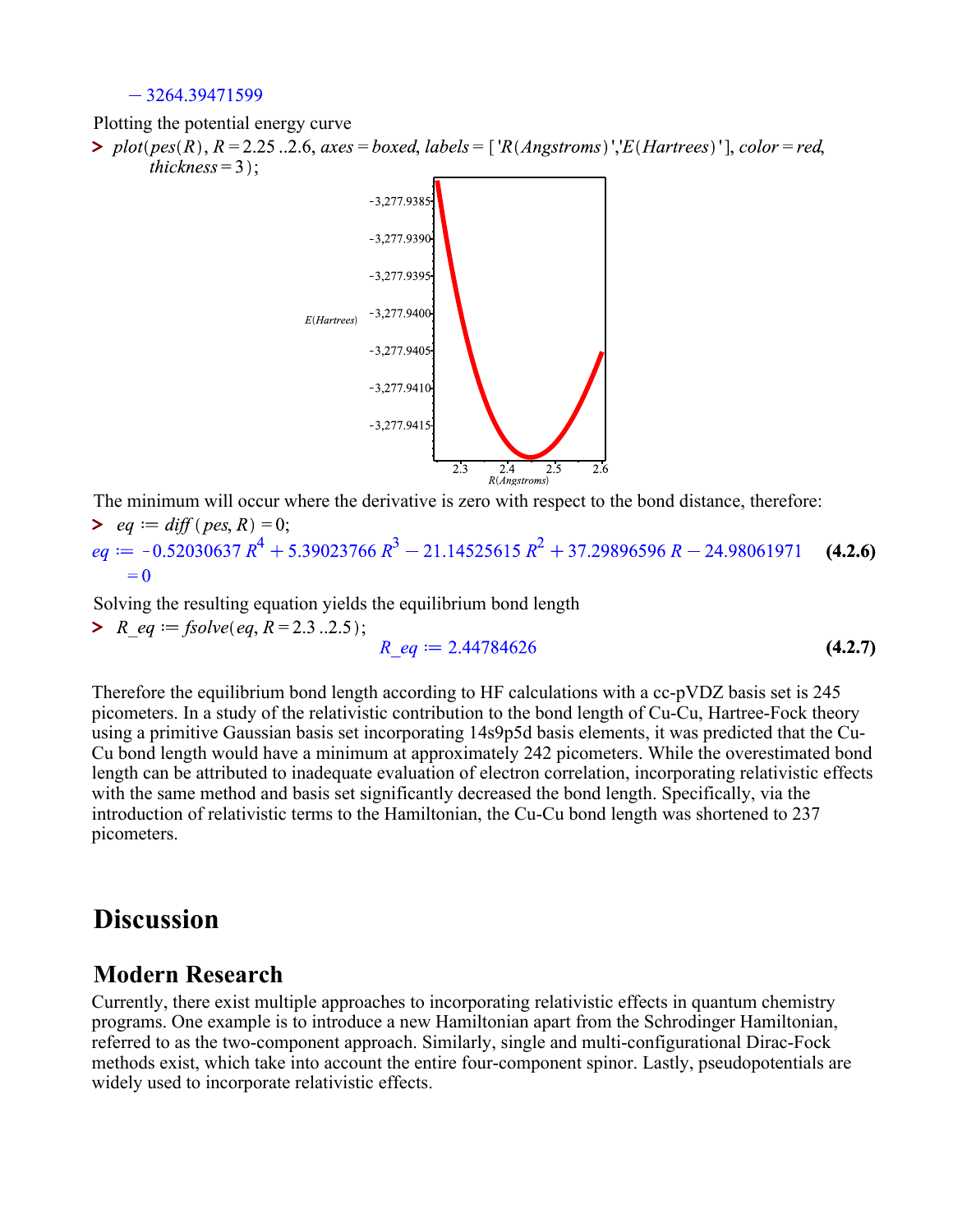$-3264.39471599$

Plotting the potential energy curve

```
> plot(pes(R), R = 2.25 ..2.6, axes = boxed, labels = ['R(Angstroms)','E(Hartrees)'], color = red,
  thickness = 3);
```

The minimum will occur where the derivative is zero with respect to the bond distance, therefore:

```
> eq := diff(pes, R) = 0;
```

$$eq := -0.52030637\, R^4 + 5.39023766\, R^3 - 21.14525615\, R^2 + 37.29896596\, R - 24.98061971 = 0 \quad \textbf{(4.2.6)}$$

Solving the resulting equation yields the equilibrium bond length

```
> R_eq := fsolve(eq, R = 2.3 ..2.5);
```

$$R\_eq := 2.44784626 \quad \textbf{(4.2.7)}$$

Therefore the equilibrium bond length according to HF calculations with a cc-pVDZ basis set is 245 picometers. In a study of the relativistic contribution to the bond length of Cu-Cu, Hartree-Fock theory using a primitive Gaussian basis set incorporating 14s9p5d basis elements, it was predicted that the Cu-Cu bond length would have a minimum at approximately 242 picometers. While the overestimated bond length can be attributed to inadequate evaluation of electron correlation, incorporating relativistic effects with the same method and basis set significantly decreased the bond length. Specifically, via the introduction of relativistic terms to the Hamiltonian, the Cu-Cu bond length was shortened to 237 picometers.

# Discussion

## Modern Research

Currently, there exist multiple approaches to incorporating relativistic effects in quantum chemistry programs. One example is to introduce a new Hamiltonian apart from the Schrodinger Hamiltonian, referred to as the two-component approach. Similarly, single and multi-configurational Dirac-Fock methods exist, which take into account the entire four-component spinor. Lastly, pseudopotentials are widely used to incorporate relativistic effects.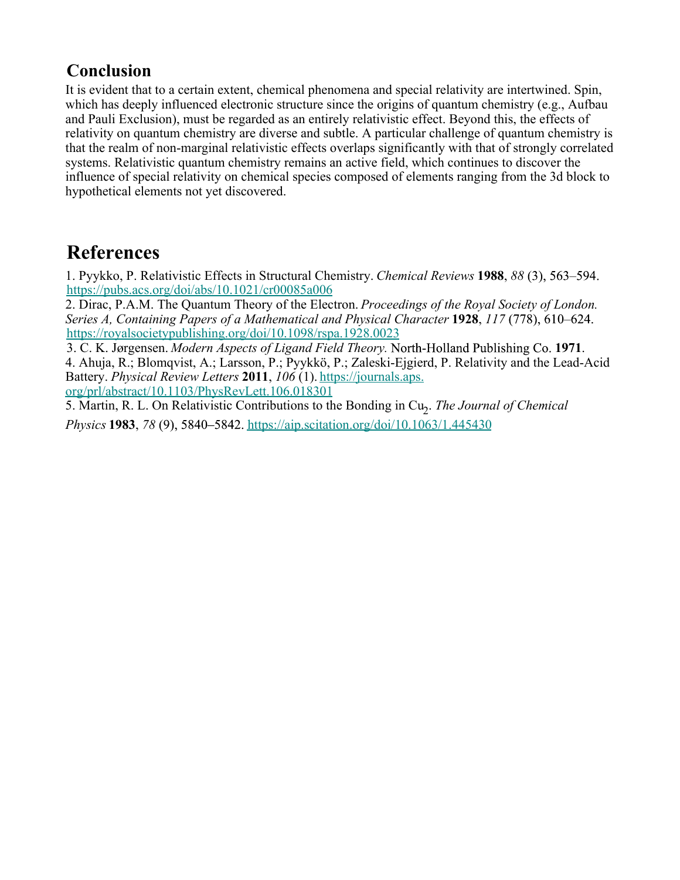## Conclusion

It is evident that to a certain extent, chemical phenomena and special relativity are intertwined. Spin, which has deeply influenced electronic structure since the origins of quantum chemistry (e.g., Aufbau and Pauli Exclusion), must be regarded as an entirely relativistic effect. Beyond this, the effects of relativity on quantum chemistry are diverse and subtle. A particular challenge of quantum chemistry is that the realm of non-marginal relativistic effects overlaps significantly with that of strongly correlated systems. Relativistic quantum chemistry remains an active field, which continues to discover the influence of special relativity on chemical species composed of elements ranging from the 3d block to hypothetical elements not yet discovered.

## References

1. Pyykko, P. Relativistic Effects in Structural Chemistry. *Chemical Reviews* **1988**, *88* (3), 563–594. https://pubs.acs.org/doi/abs/10.1021/cr00085a006
2. Dirac, P.A.M. The Quantum Theory of the Electron. *Proceedings of the Royal Society of London. Series A, Containing Papers of a Mathematical and Physical Character* **1928**, *117* (778), 610–624. https://royalsocietypublishing.org/doi/10.1098/rspa.1928.0023
3. C. K. Jørgensen. *Modern Aspects of Ligand Field Theory.* North-Holland Publishing Co. **1971**.
4. Ahuja, R.; Blomqvist, A.; Larsson, P.; Pyykkö, P.; Zaleski-Ejgierd, P. Relativity and the Lead-Acid Battery. *Physical Review Letters* **2011**, *106* (1). https://journals.aps.org/prl/abstract/10.1103/PhysRevLett.106.018301
5. Martin, R. L. On Relativistic Contributions to the Bonding in $Cu_2$. *The Journal of Chemical Physics* **1983**, *78* (9), 5840–5842. https://aip.scitation.org/doi/10.1063/1.445430